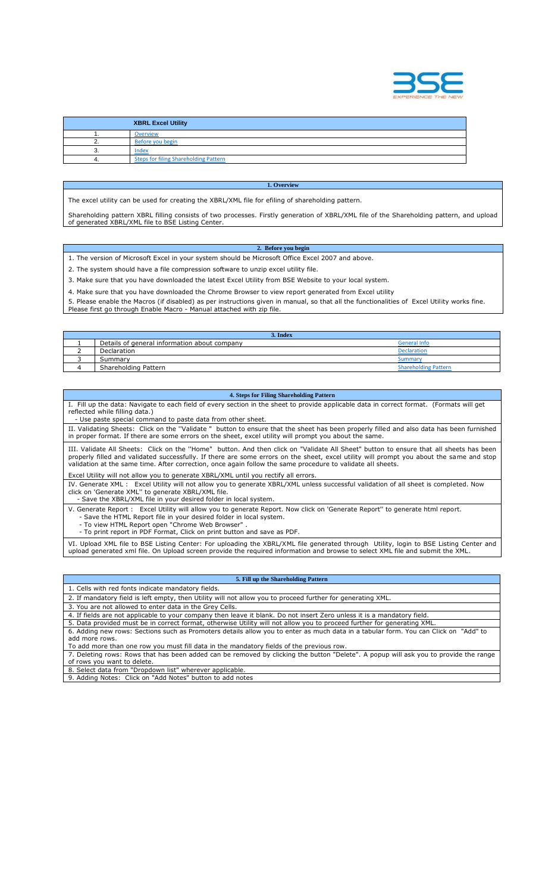| | XBRL Excel Utility |
|---|---|
| 1. | Overview |
| 2. | Before you begin |
| 3. | Index |
| 4. | Steps for filing Shareholding Pattern |

## 1. Overview

The excel utility can be used for creating the XBRL/XML file for efiling of shareholding pattern.

Shareholding pattern XBRL filling consists of two processes. Firstly generation of XBRL/XML file of the Shareholding pattern, and upload of generated XBRL/XML file to BSE Listing Center.

## 2. Before you begin

1. The version of Microsoft Excel in your system should be Microsoft Office Excel 2007 and above.

2. The system should have a file compression software to unzip excel utility file.

3. Make sure that you have downloaded the latest Excel Utility from BSE Website to your local system.

4. Make sure that you have downloaded the Chrome Browser to view report generated from Excel utility

5. Please enable the Macros (if disabled) as per instructions given in manual, so that all the functionalities of Excel Utility works fine. Please first go through Enable Macro - Manual attached with zip file.

## 3. Index

| | | |
|---|---|---|
| 1 | Details of general information about company | General Info |
| 2 | Declaration | Declaration |
| 3 | Summary | Summary |
| 4 | Shareholding Pattern | Shareholding Pattern |

## 4. Steps for Filing Shareholding Pattern

I. Fill up the data: Navigate to each field of every section in the sheet to provide applicable data in correct format. (Formats will get reflected while filling data.)
 - Use paste special command to paste data from other sheet.

II. Validating Sheets: Click on the ''Validate " button to ensure that the sheet has been properly filled and also data has been furnished in proper format. If there are some errors on the sheet, excel utility will prompt you about the same.

III. Validate All Sheets: Click on the ''Home" button. And then click on "Validate All Sheet" button to ensure that all sheets has been properly filled and validated successfully. If there are some errors on the sheet, excel utility will prompt you about the same and stop validation at the same time. After correction, once again follow the same procedure to validate all sheets.

Excel Utility will not allow you to generate XBRL/XML until you rectify all errors.

IV. Generate XML : Excel Utility will not allow you to generate XBRL/XML unless successful validation of all sheet is completed. Now click on 'Generate XML'' to generate XBRL/XML file.
 - Save the XBRL/XML file in your desired folder in local system.

V. Generate Report : Excel Utility will allow you to generate Report. Now click on 'Generate Report'' to generate html report.
 - Save the HTML Report file in your desired folder in local system.
 - To view HTML Report open "Chrome Web Browser" .
 - To print report in PDF Format, Click on print button and save as PDF.

VI. Upload XML file to BSE Listing Center: For uploading the XBRL/XML file generated through Utility, login to BSE Listing Center and upload generated xml file. On Upload screen provide the required information and browse to select XML file and submit the XML.

## 5. Fill up the Shareholding Pattern

1. Cells with red fonts indicate mandatory fields.

2. If mandatory field is left empty, then Utility will not allow you to proceed further for generating XML.

3. You are not allowed to enter data in the Grey Cells.

4. If fields are not applicable to your company then leave it blank. Do not insert Zero unless it is a mandatory field.

5. Data provided must be in correct format, otherwise Utility will not allow you to proceed further for generating XML.

6. Adding new rows: Sections such as Promoters details allow you to enter as much data in a tabular form. You can Click on "Add" to add more rows.
To add more than one row you must fill data in the mandatory fields of the previous row.

7. Deleting rows: Rows that has been added can be removed by clicking the button "Delete". A popup will ask you to provide the range of rows you want to delete.

8. Select data from "Dropdown list" wherever applicable.

9. Adding Notes: Click on "Add Notes" button to add notes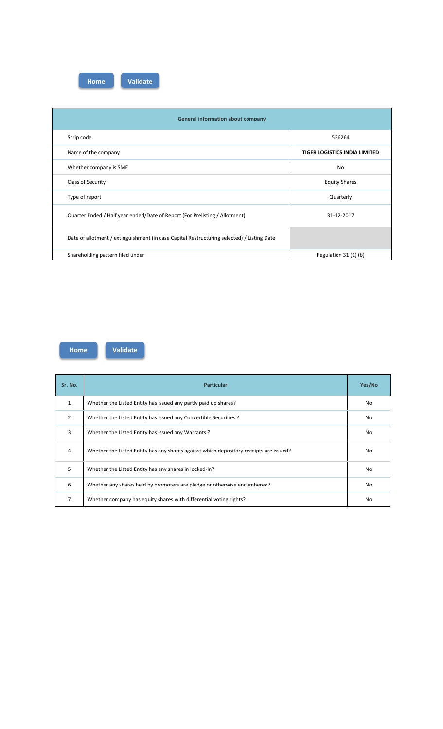Home Validate

| General information about company | |
|---|---|
| Scrip code | 536264 |
| Name of the company | **TIGER LOGISTICS INDIA LIMITED** |
| Whether company is SME | No |
| Class of Security | Equity Shares |
| Type of report | Quarterly |
| Quarter Ended / Half year ended/Date of Report (For Prelisting / Allotment) | 31-12-2017 |
| Date of allotment / extinguishment (in case Capital Restructuring selected) / Listing Date | |
| Shareholding pattern filed under | Regulation 31 (1) (b) |

Home Validate

| Sr. No. | Particular | Yes/No |
|---|---|---|
| 1 | Whether the Listed Entity has issued any partly paid up shares? | No |
| 2 | Whether the Listed Entity has issued any Convertible Securities ? | No |
| 3 | Whether the Listed Entity has issued any Warrants ? | No |
| 4 | Whether the Listed Entity has any shares against which depository receipts are issued? | No |
| 5 | Whether the Listed Entity has any shares in locked-in? | No |
| 6 | Whether any shares held by promoters are pledge or otherwise encumbered? | No |
| 7 | Whether company has equity shares with differential voting rights? | No |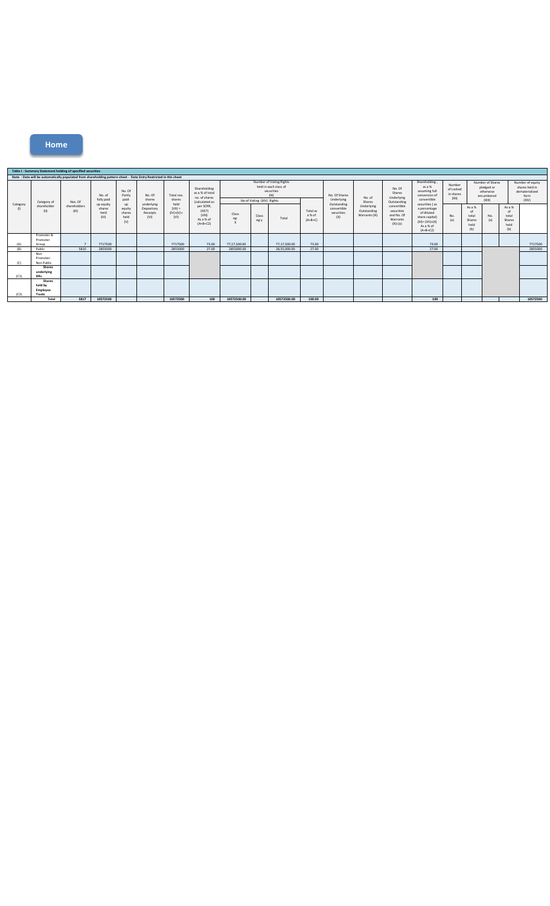Home

**Table I - Summary Statement holding of specified securities**

**Note : Data will be automatically populated from shareholding pattern sheet - Data Entry Restricted in this sheet**

| Category (I) | Category of shareholder (II) | Nos. Of shareholders (III) | No. of fully paid up equity shares held (IV) | No. Of Partly paid-up equity shares held (V) | No. Of shares underlying Depository Receipts (VI) | Total nos. shares held (VII) = (IV)+(V)+ (VI) | Shareholding as a % of total no. of shares (calculated as per SCRR, 1957) (VIII) As a % of (A+B+C2) | Number of Voting Rights held in each class of securities (IX) | | | | No. Of Shares Underlying Outstanding convertible securities (X) | No. of Shares Underlying Outstanding Warrants (Xi) | No. Of Shares Underlying Outstanding convertible securities and No. Of Warrants (Xi) (a) | Shareholding , as a % assuming full conversion of convertible securities ( as a percentage of diluted share capital) (XI)= (VII)+(X) As a % of (A+B+C2) | Number of Locked in shares (XII) | | Number of Shares pledged or otherwise encumbered (XIII) | | Number of equity shares held in dematerialized form (XIV) |
|---|---|---|---|---|---|---|---|---|---|---|---|---|---|---|---|---|---|---|---|---|
| | | | | | | | | No of Voting (XIV) Rights | | | Total as a % of (A+B+C) | | | | | | | | | |
| | | | | | | | | Class eg: X | Class eg:y | Total | | | | | | No. (a) | As a % of total Shares held (b) | No. (a) | As a % of total Shares held (b) | |
| (A) | Promoter & Promoter Group | 7 | 7717500 | | | 7717500 | 73.00 | 77,17,500.00 | | 77,17,500.00 | 73.00 | | | | 73.00 | | | | | 7717500 |
| (B) | Public | 5810 | 2855000 | | | 2855000 | 27.00 | 2855000.00 | | 28,55,000.00 | 27.00 | | | | 27.00 | | | | | 2855000 |
| (C) | Non Promoter- Non Public | | | | | | | | | | | | | | | | | | | |
| (C1) | Shares underlying DRs | | | | | | | | | | | | | | | | | | | |
| (C2) | Shares held by Employee Trusts | | | | | | | | | | | | | | | | | | | |
| | Total | 5817 | 10572500 | | | 10572500 | 100 | 10572500.00 | | 10572500.00 | 100.00 | | | | 100 | | | | | 10572500 |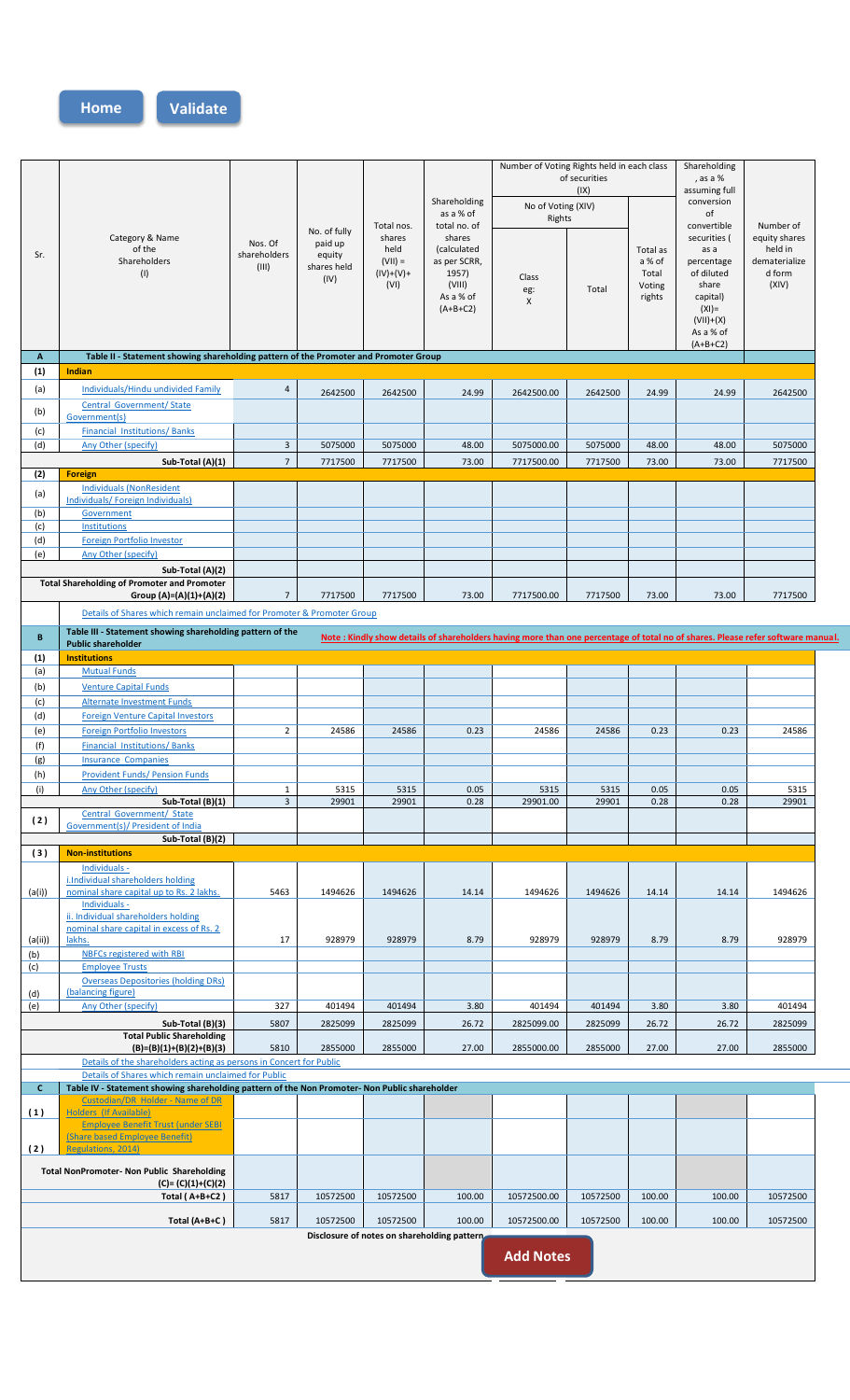Home Validate

| Sr. | Category & Name of the Shareholders (I) | Nos. Of shareholders (III) | No. of fully paid up equity shares held (IV) | Total nos. shares held (VII) = (IV)+(V)+ (VI) | Shareholding as a % of total no. of shares (calculated as per SCRR, 1957) (VIII) As a % of (A+B+C2) | Number of Voting Rights held in each class of securities (IX) | | | Shareholding , as a % assuming full conversion of convertible securities ( as a percentage of diluted share capital) (XI)= (VII)+(X) As a % of (A+B+C2) | Number of equity shares held in dematerialized form (XIV) |
|---|---|---|---|---|---|---|---|---|---|---|
| | | | | | | No of Voting (XIV) Rights | | Total as a % of Total Voting rights | | |
| | | | | | | Class eg: X | Total | | | |
| A | Table II - Statement showing shareholding pattern of the Promoter and Promoter Group | | | | | | | | | |
| (1) | Indian | | | | | | | | | |
| (a) | Individuals/Hindu undivided Family | 4 | 2642500 | 2642500 | 24.99 | 2642500.00 | 2642500 | 24.99 | 24.99 | 2642500 |
| (b) | Central Government/ State Government(s) | | | | | | | | | |
| (c) | Financial Institutions/ Banks | | | | | | | | | |
| (d) | Any Other (specify) | 3 | 5075000 | 5075000 | 48.00 | 5075000.00 | 5075000 | 48.00 | 48.00 | 5075000 |
| | Sub-Total (A)(1) | 7 | 7717500 | 7717500 | 73.00 | 7717500.00 | 7717500 | 73.00 | 73.00 | 7717500 |
| (2) | Foreign | | | | | | | | | |
| (a) | Individuals (NonResident Individuals/ Foreign Individuals) | | | | | | | | | |
| (b) | Government | | | | | | | | | |
| (c) | Institutions | | | | | | | | | |
| (d) | Foreign Portfolio Investor | | | | | | | | | |
| (e) | Any Other (specify) | | | | | | | | | |
| | Sub-Total (A)(2) | | | | | | | | | |
| | Total Shareholding of Promoter and Promoter Group (A)=(A)(1)+(A)(2) | 7 | 7717500 | 7717500 | 73.00 | 7717500.00 | 7717500 | 73.00 | 73.00 | 7717500 |
| | Details of Shares which remain unclaimed for Promoter & Promoter Group | | | | | | | | | |
| B | Table III - Statement showing shareholding pattern of the Public shareholder | Note : Kindly show details of shareholders having more than one percentage of total no of shares. Please refer software manual. | | | | | | | | |
| (1) | Institutions | | | | | | | | | |
| (a) | Mutual Funds | | | | | | | | | |
| (b) | Venture Capital Funds | | | | | | | | | |
| (c) | Alternate Investment Funds | | | | | | | | | |
| (d) | Foreign Venture Capital Investors | | | | | | | | | |
| (e) | Foreign Portfolio Investors | 2 | 24586 | 24586 | 0.23 | 24586 | 24586 | 0.23 | 0.23 | 24586 |
| (f) | Financial Institutions/ Banks | | | | | | | | | |
| (g) | Insurance Companies | | | | | | | | | |
| (h) | Provident Funds/ Pension Funds | | | | | | | | | |
| (i) | Any Other (specify) | 1 | 5315 | 5315 | 0.05 | 5315 | 5315 | 0.05 | 0.05 | 5315 |
| | Sub-Total (B)(1) | 3 | 29901 | 29901 | 0.28 | 29901.00 | 29901 | 0.28 | 0.28 | 29901 |
| (2) | Central Government/ State Government(s)/ President of India | | | | | | | | | |
| | Sub-Total (B)(2) | | | | | | | | | |
| (3) | Non-institutions | | | | | | | | | |
| (a(i)) | Individuals - i.Individual shareholders holding nominal share capital up to Rs. 2 lakhs. | 5463 | 1494626 | 1494626 | 14.14 | 1494626 | 1494626 | 14.14 | 14.14 | 1494626 |
| (a(ii)) | Individuals - ii. Individual shareholders holding nominal share capital in excess of Rs. 2 lakhs. | 17 | 928979 | 928979 | 8.79 | 928979 | 928979 | 8.79 | 8.79 | 928979 |
| (b) | NBFCs registered with RBI | | | | | | | | | |
| (c) | Employee Trusts | | | | | | | | | |
| (d) | Overseas Depositories (holding DRs) (balancing figure) | | | | | | | | | |
| (e) | Any Other (specify) | 327 | 401494 | 401494 | 3.80 | 401494 | 401494 | 3.80 | 3.80 | 401494 |
| | Sub-Total (B)(3) | 5807 | 2825099 | 2825099 | 26.72 | 2825099.00 | 2825099 | 26.72 | 26.72 | 2825099 |
| | Total Public Shareholding (B)=(B)(1)+(B)(2)+(B)(3) | 5810 | 2855000 | 2855000 | 27.00 | 2855000.00 | 2855000 | 27.00 | 27.00 | 2855000 |
| | Details of the shareholders acting as persons in Concert for Public | | | | | | | | | |
| | Details of Shares which remain unclaimed for Public | | | | | | | | | |
| C | Table IV - Statement showing shareholding pattern of the Non Promoter- Non Public shareholder | | | | | | | | | |
| (1) | Custodian/DR Holder - Name of DR Holders (If Available) | | | | | | | | | |
| (2) | Employee Benefit Trust (under SEBI (Share based Employee Benefit) Regulations, 2014) | | | | | | | | | |
| | Total NonPromoter- Non Public Shareholding (C)= (C)(1)+(C)(2) | | | | | | | | | |
| | Total ( A+B+C2 ) | 5817 | 10572500 | 10572500 | 100.00 | 10572500.00 | 10572500 | 100.00 | 100.00 | 10572500 |
| | Total (A+B+C ) | 5817 | 10572500 | 10572500 | 100.00 | 10572500.00 | 10572500 | 100.00 | 100.00 | 10572500 |

Disclosure of notes on shareholding pattern

Add Notes